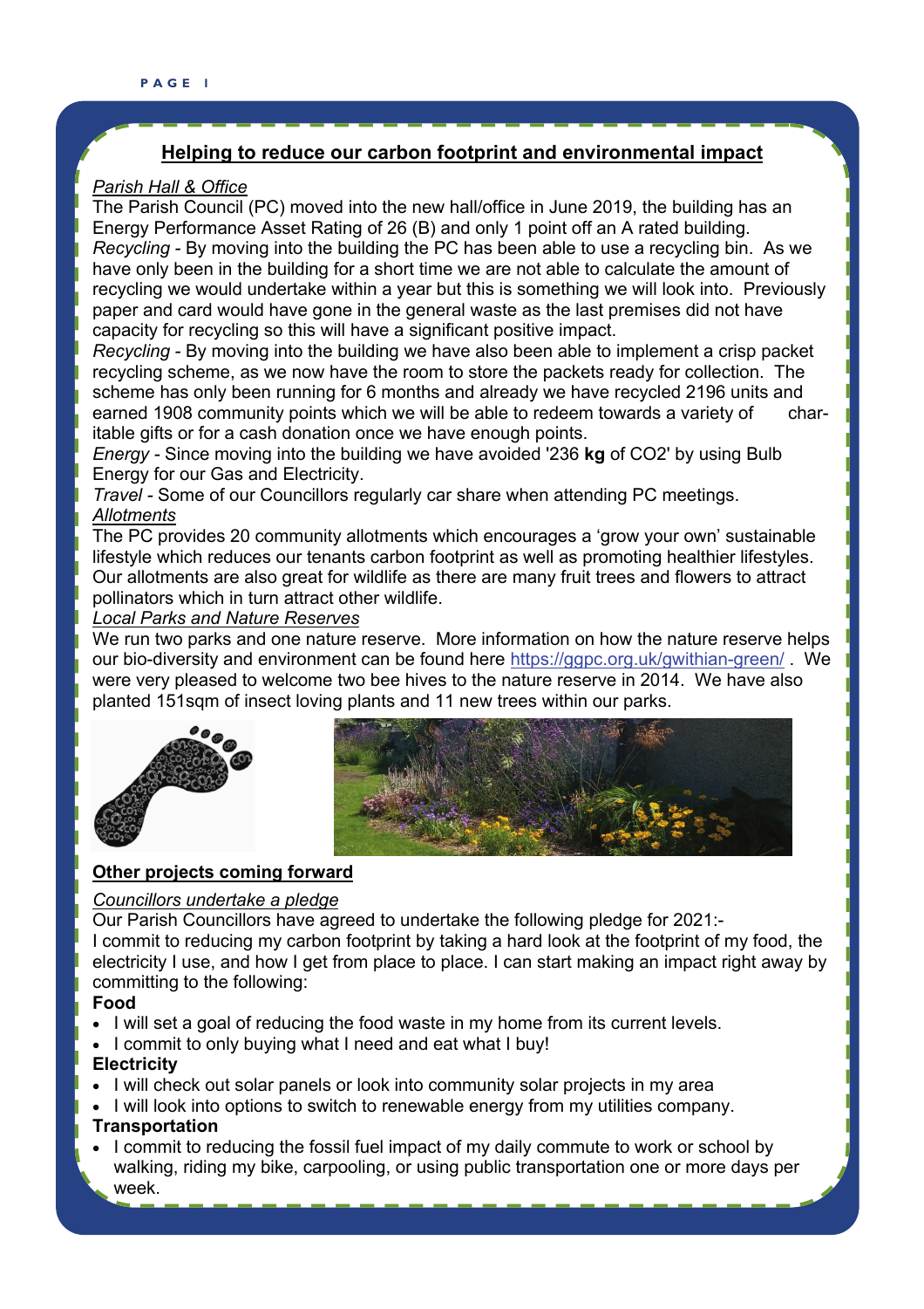## Helping to reduce our carbon footprint and environmental impact

*Parish Hall & Office*

The Parish Council (PC) moved into the new hall/office in June 2019, the building has an Energy Performance Asset Rating of 26 (B) and only 1 point off an A rated building.

*Recycling* - By moving into the building the PC has been able to use a recycling bin. As we have only been in the building for a short time we are not able to calculate the amount of recycling we would undertake within a year but this is something we will look into. Previously paper and card would have gone in the general waste as the last premises did not have capacity for recycling so this will have a significant positive impact.

*Recycling* - By moving into the building we have also been able to implement a crisp packet recycling scheme, as we now have the room to store the packets ready for collection. The scheme has only been running for 6 months and already we have recycled 2196 units and earned 1908 community points which we will be able to redeem towards a variety of charitable gifts or for a cash donation once we have enough points.

*Energy* - Since moving into the building we have avoided '236 **kg** of $CO_2$' by using Bulb Energy for our Gas and Electricity.

*Travel* - Some of our Councillors regularly car share when attending PC meetings.

*Allotments*

The PC provides 20 community allotments which encourages a 'grow your own' sustainable lifestyle which reduces our tenants carbon footprint as well as promoting healthier lifestyles. Our allotments are also great for wildlife as there are many fruit trees and flowers to attract pollinators which in turn attract other wildlife.

*Local Parks and Nature Reserves*

We run two parks and one nature reserve. More information on how the nature reserve helps our bio-diversity and environment can be found here https://ggpc.org.uk/gwithian-green/ . We were very pleased to welcome two bee hives to the nature reserve in 2014. We have also planted 151sqm of insect loving plants and 11 new trees within our parks.

### Other projects coming forward

*Councillors undertake a pledge*

Our Parish Councillors have agreed to undertake the following pledge for 2021:-

I commit to reducing my carbon footprint by taking a hard look at the footprint of my food, the electricity I use, and how I get from place to place. I can start making an impact right away by committing to the following:

**Food**

- I will set a goal of reducing the food waste in my home from its current levels.
- I commit to only buying what I need and eat what I buy!

**Electricity**

- I will check out solar panels or look into community solar projects in my area
- I will look into options to switch to renewable energy from my utilities company.

**Transportation**

- I commit to reducing the fossil fuel impact of my daily commute to work or school by walking, riding my bike, carpooling, or using public transportation one or more days per week.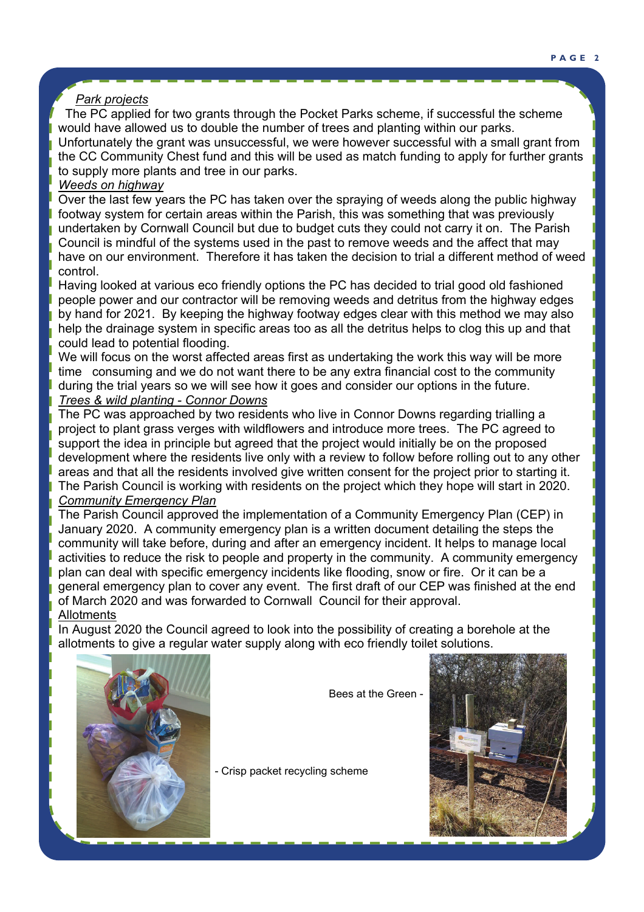*Park projects*

The PC applied for two grants through the Pocket Parks scheme, if successful the scheme would have allowed us to double the number of trees and planting within our parks. Unfortunately the grant was unsuccessful, we were however successful with a small grant from the CC Community Chest fund and this will be used as match funding to apply for further grants to supply more plants and tree in our parks.

*Weeds on highway*

Over the last few years the PC has taken over the spraying of weeds along the public highway footway system for certain areas within the Parish, this was something that was previously undertaken by Cornwall Council but due to budget cuts they could not carry it on. The Parish Council is mindful of the systems used in the past to remove weeds and the affect that may have on our environment. Therefore it has taken the decision to trial a different method of weed control.

Having looked at various eco friendly options the PC has decided to trial good old fashioned people power and our contractor will be removing weeds and detritus from the highway edges by hand for 2021. By keeping the highway footway edges clear with this method we may also help the drainage system in specific areas too as all the detritus helps to clog this up and that could lead to potential flooding.

We will focus on the worst affected areas first as undertaking the work this way will be more time consuming and we do not want there to be any extra financial cost to the community during the trial years so we will see how it goes and consider our options in the future.

*Trees & wild planting - Connor Downs*

The PC was approached by two residents who live in Connor Downs regarding trialling a project to plant grass verges with wildflowers and introduce more trees. The PC agreed to support the idea in principle but agreed that the project would initially be on the proposed development where the residents live only with a review to follow before rolling out to any other areas and that all the residents involved give written consent for the project prior to starting it. The Parish Council is working with residents on the project which they hope will start in 2020.

*Community Emergency Plan*

The Parish Council approved the implementation of a Community Emergency Plan (CEP) in January 2020. A community emergency plan is a written document detailing the steps the community will take before, during and after an emergency incident. It helps to manage local activities to reduce the risk to people and property in the community. A community emergency plan can deal with specific emergency incidents like flooding, snow or fire. Or it can be a general emergency plan to cover any event. The first draft of our CEP was finished at the end of March 2020 and was forwarded to Cornwall Council for their approval.

Allotments

In August 2020 the Council agreed to look into the possibility of creating a borehole at the allotments to give a regular water supply along with eco friendly toilet solutions.

Bees at the Green -

- Crisp packet recycling scheme